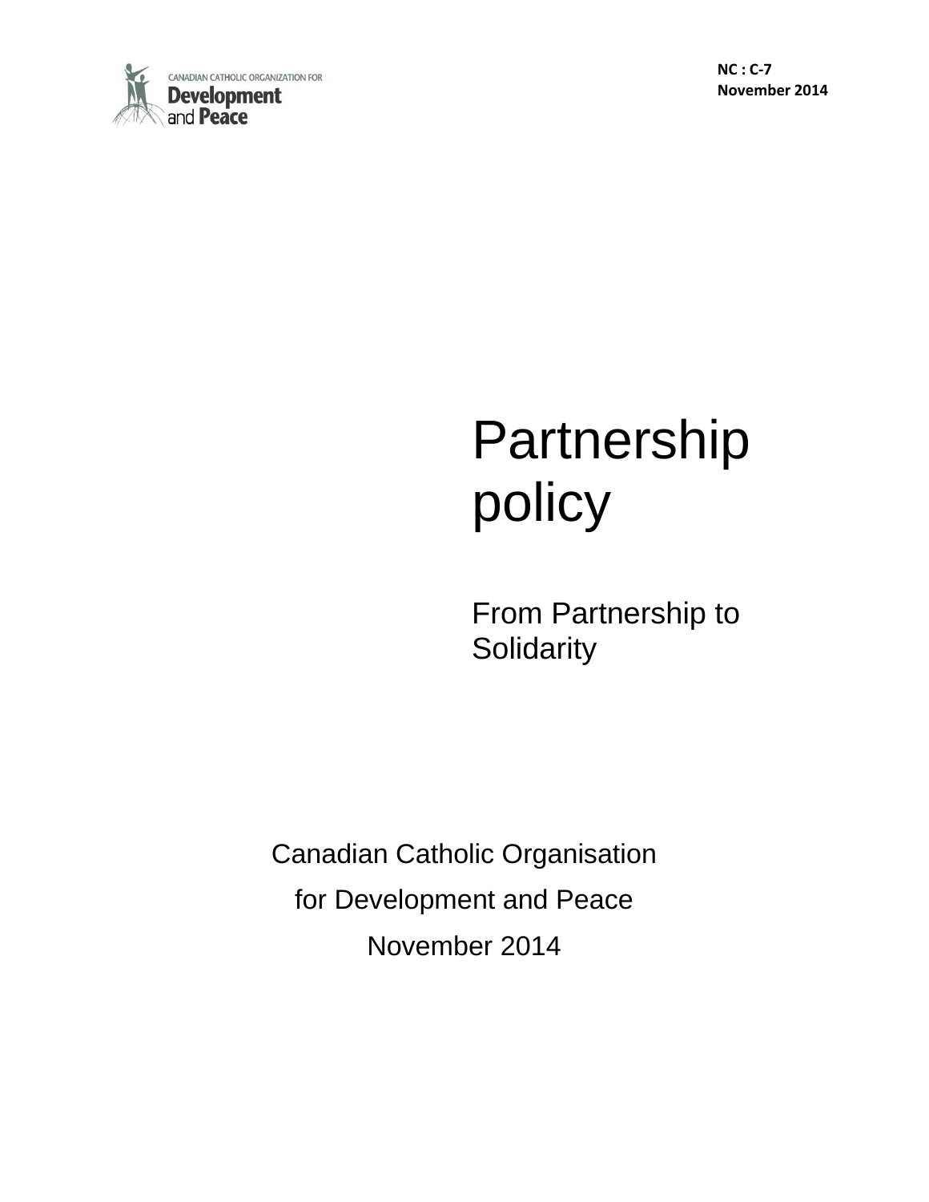CANADIAN CATHOLIC ORGANIZATION FOR
**Development and Peace**

**NC : C-7**
**November 2014**

# Partnership policy

## From Partnership to Solidarity

Canadian Catholic Organisation

for Development and Peace

November 2014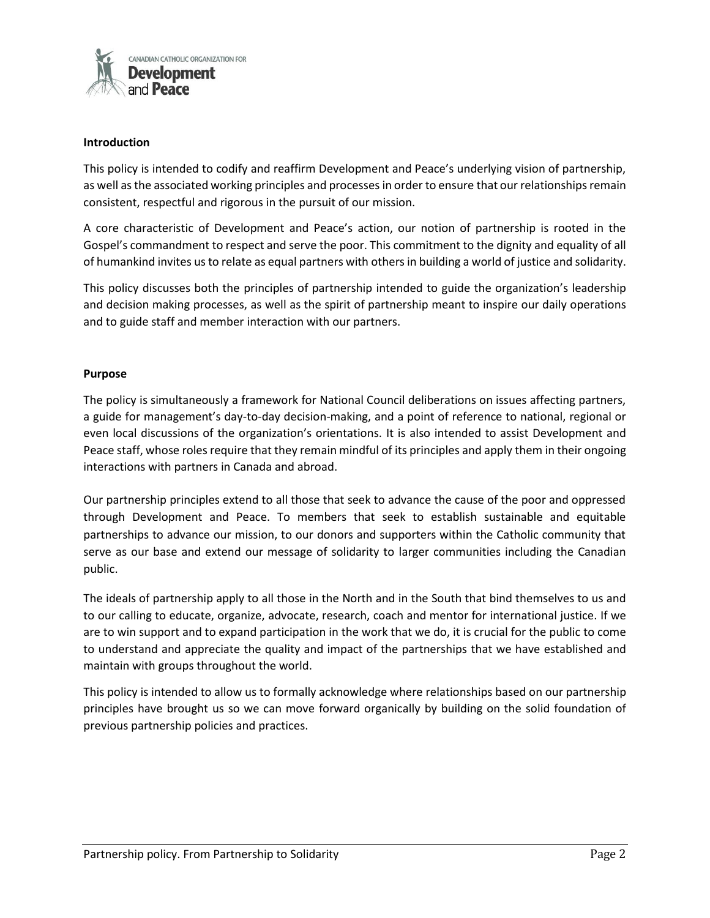### Introduction

This policy is intended to codify and reaffirm Development and Peace's underlying vision of partnership, as well as the associated working principles and processes in order to ensure that our relationships remain consistent, respectful and rigorous in the pursuit of our mission.

A core characteristic of Development and Peace's action, our notion of partnership is rooted in the Gospel's commandment to respect and serve the poor. This commitment to the dignity and equality of all of humankind invites us to relate as equal partners with others in building a world of justice and solidarity.

This policy discusses both the principles of partnership intended to guide the organization's leadership and decision making processes, as well as the spirit of partnership meant to inspire our daily operations and to guide staff and member interaction with our partners.

### Purpose

The policy is simultaneously a framework for National Council deliberations on issues affecting partners, a guide for management's day-to-day decision-making, and a point of reference to national, regional or even local discussions of the organization's orientations. It is also intended to assist Development and Peace staff, whose roles require that they remain mindful of its principles and apply them in their ongoing interactions with partners in Canada and abroad.

Our partnership principles extend to all those that seek to advance the cause of the poor and oppressed through Development and Peace. To members that seek to establish sustainable and equitable partnerships to advance our mission, to our donors and supporters within the Catholic community that serve as our base and extend our message of solidarity to larger communities including the Canadian public.

The ideals of partnership apply to all those in the North and in the South that bind themselves to us and to our calling to educate, organize, advocate, research, coach and mentor for international justice. If we are to win support and to expand participation in the work that we do, it is crucial for the public to come to understand and appreciate the quality and impact of the partnerships that we have established and maintain with groups throughout the world.

This policy is intended to allow us to formally acknowledge where relationships based on our partnership principles have brought us so we can move forward organically by building on the solid foundation of previous partnership policies and practices.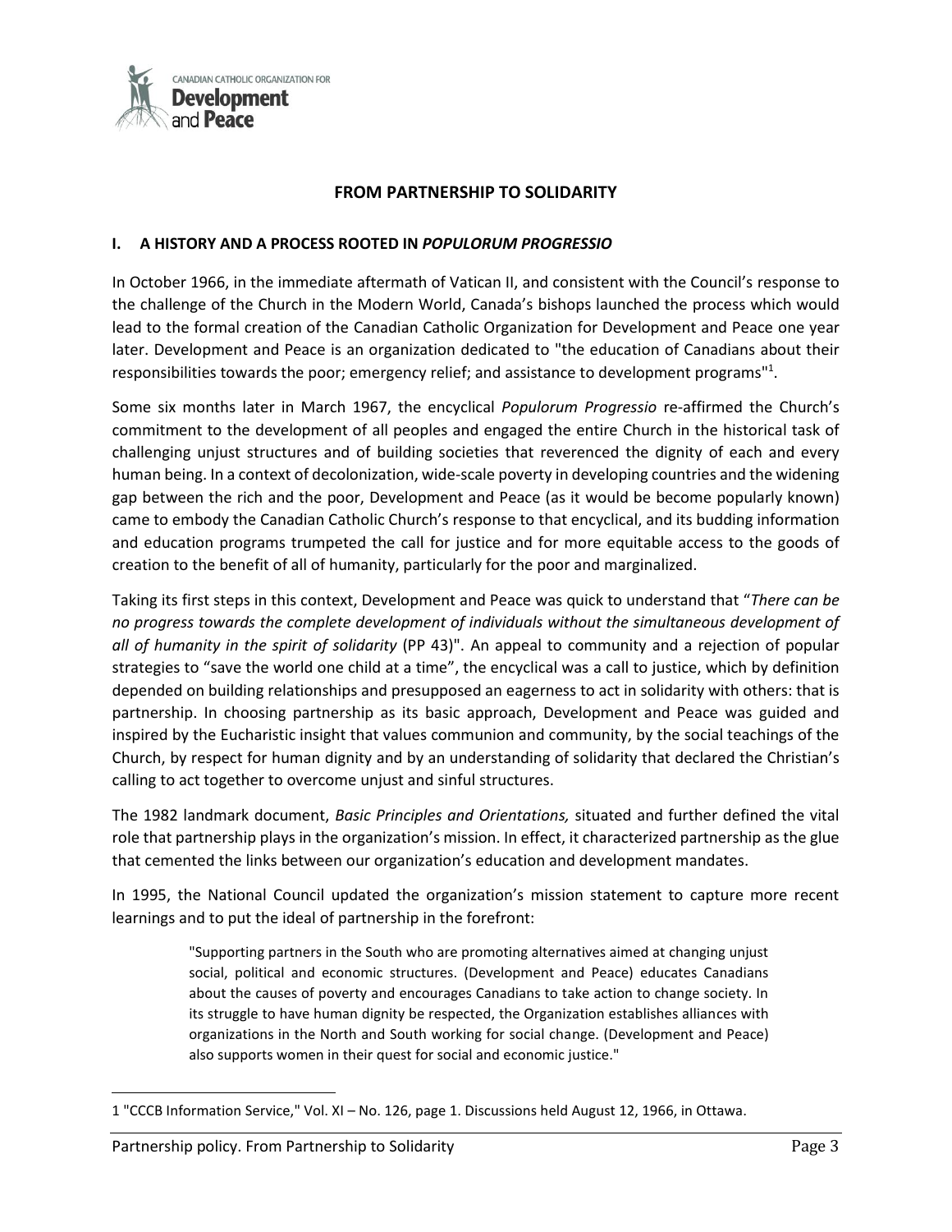## FROM PARTNERSHIP TO SOLIDARITY

### I. A HISTORY AND A PROCESS ROOTED IN *POPULORUM PROGRESSIO*

In October 1966, in the immediate aftermath of Vatican II, and consistent with the Council's response to the challenge of the Church in the Modern World, Canada's bishops launched the process which would lead to the formal creation of the Canadian Catholic Organization for Development and Peace one year later. Development and Peace is an organization dedicated to "the education of Canadians about their responsibilities towards the poor; emergency relief; and assistance to development programs"[1].

Some six months later in March 1967, the encyclical *Populorum Progressio* re-affirmed the Church's commitment to the development of all peoples and engaged the entire Church in the historical task of challenging unjust structures and of building societies that reverenced the dignity of each and every human being. In a context of decolonization, wide-scale poverty in developing countries and the widening gap between the rich and the poor, Development and Peace (as it would be become popularly known) came to embody the Canadian Catholic Church's response to that encyclical, and its budding information and education programs trumpeted the call for justice and for more equitable access to the goods of creation to the benefit of all of humanity, particularly for the poor and marginalized.

Taking its first steps in this context, Development and Peace was quick to understand that "*There can be no progress towards the complete development of individuals without the simultaneous development of all of humanity in the spirit of solidarity* (PP 43)". An appeal to community and a rejection of popular strategies to "save the world one child at a time", the encyclical was a call to justice, which by definition depended on building relationships and presupposed an eagerness to act in solidarity with others: that is partnership. In choosing partnership as its basic approach, Development and Peace was guided and inspired by the Eucharistic insight that values communion and community, by the social teachings of the Church, by respect for human dignity and by an understanding of solidarity that declared the Christian's calling to act together to overcome unjust and sinful structures.

The 1982 landmark document, *Basic Principles and Orientations,* situated and further defined the vital role that partnership plays in the organization's mission. In effect, it characterized partnership as the glue that cemented the links between our organization's education and development mandates.

In 1995, the National Council updated the organization's mission statement to capture more recent learnings and to put the ideal of partnership in the forefront:

> "Supporting partners in the South who are promoting alternatives aimed at changing unjust social, political and economic structures. (Development and Peace) educates Canadians about the causes of poverty and encourages Canadians to take action to change society. In its struggle to have human dignity be respected, the Organization establishes alliances with organizations in the North and South working for social change. (Development and Peace) also supports women in their quest for social and economic justice."

---

[1] "CCCB Information Service," Vol. XI – No. 126, page 1. Discussions held August 12, 1966, in Ottawa.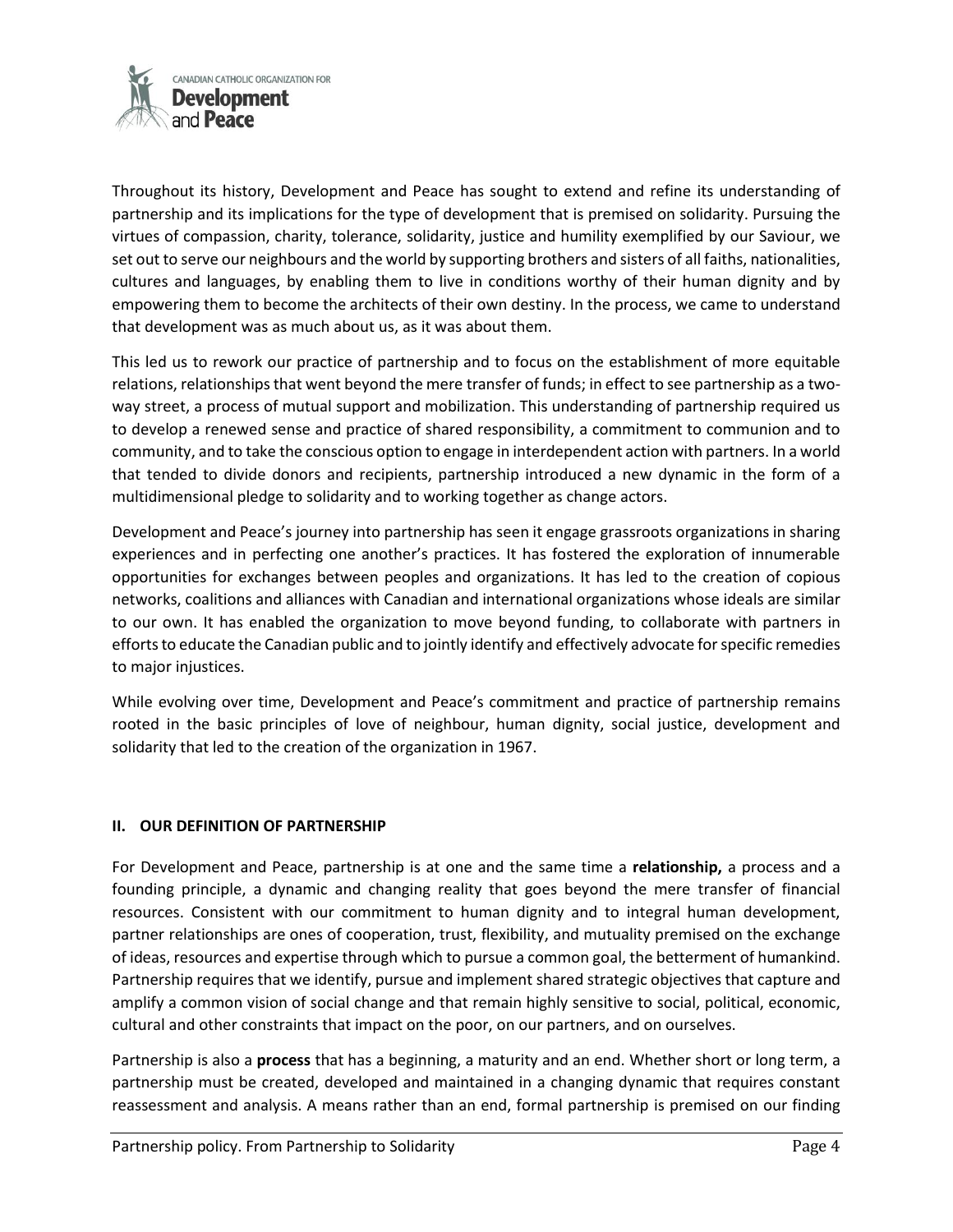Throughout its history, Development and Peace has sought to extend and refine its understanding of partnership and its implications for the type of development that is premised on solidarity. Pursuing the virtues of compassion, charity, tolerance, solidarity, justice and humility exemplified by our Saviour, we set out to serve our neighbours and the world by supporting brothers and sisters of all faiths, nationalities, cultures and languages, by enabling them to live in conditions worthy of their human dignity and by empowering them to become the architects of their own destiny. In the process, we came to understand that development was as much about us, as it was about them.

This led us to rework our practice of partnership and to focus on the establishment of more equitable relations, relationships that went beyond the mere transfer of funds; in effect to see partnership as a two-way street, a process of mutual support and mobilization. This understanding of partnership required us to develop a renewed sense and practice of shared responsibility, a commitment to communion and to community, and to take the conscious option to engage in interdependent action with partners. In a world that tended to divide donors and recipients, partnership introduced a new dynamic in the form of a multidimensional pledge to solidarity and to working together as change actors.

Development and Peace's journey into partnership has seen it engage grassroots organizations in sharing experiences and in perfecting one another's practices. It has fostered the exploration of innumerable opportunities for exchanges between peoples and organizations. It has led to the creation of copious networks, coalitions and alliances with Canadian and international organizations whose ideals are similar to our own. It has enabled the organization to move beyond funding, to collaborate with partners in efforts to educate the Canadian public and to jointly identify and effectively advocate for specific remedies to major injustices.

While evolving over time, Development and Peace's commitment and practice of partnership remains rooted in the basic principles of love of neighbour, human dignity, social justice, development and solidarity that led to the creation of the organization in 1967.

## II. OUR DEFINITION OF PARTNERSHIP

For Development and Peace, partnership is at one and the same time a **relationship,** a process and a founding principle, a dynamic and changing reality that goes beyond the mere transfer of financial resources. Consistent with our commitment to human dignity and to integral human development, partner relationships are ones of cooperation, trust, flexibility, and mutuality premised on the exchange of ideas, resources and expertise through which to pursue a common goal, the betterment of humankind. Partnership requires that we identify, pursue and implement shared strategic objectives that capture and amplify a common vision of social change and that remain highly sensitive to social, political, economic, cultural and other constraints that impact on the poor, on our partners, and on ourselves.

Partnership is also a **process** that has a beginning, a maturity and an end. Whether short or long term, a partnership must be created, developed and maintained in a changing dynamic that requires constant reassessment and analysis. A means rather than an end, formal partnership is premised on our finding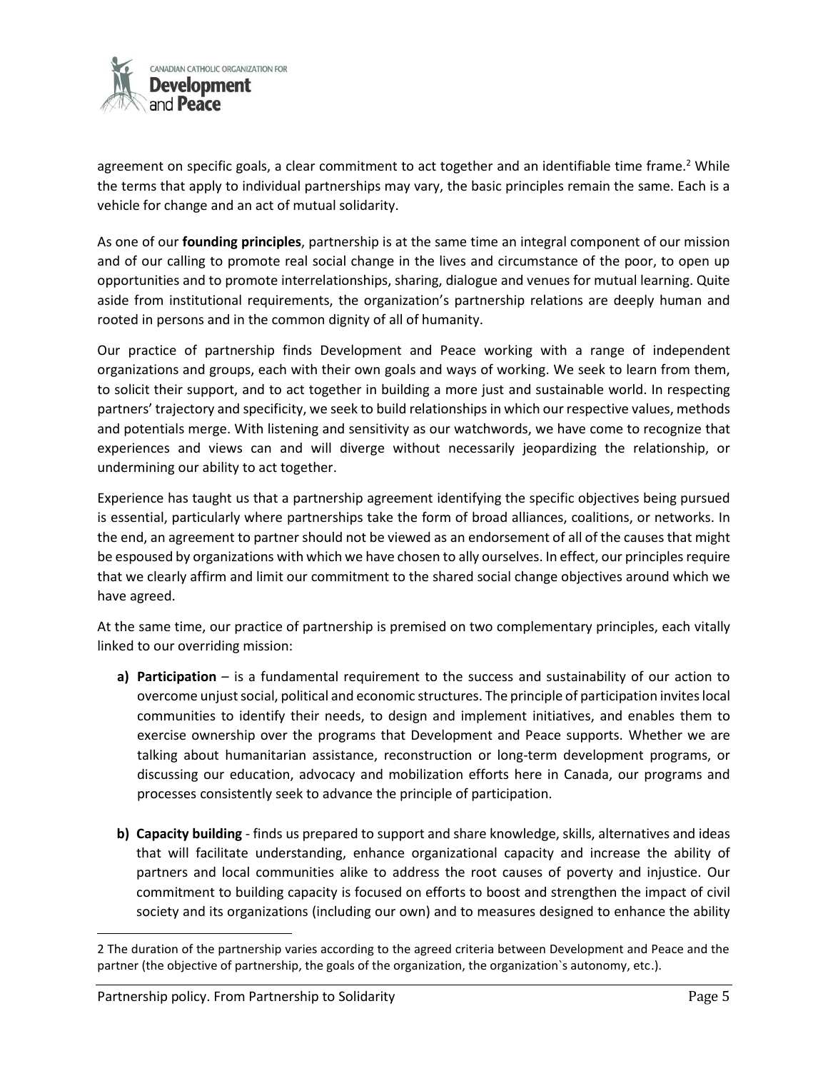agreement on specific goals, a clear commitment to act together and an identifiable time frame.[2] While the terms that apply to individual partnerships may vary, the basic principles remain the same. Each is a vehicle for change and an act of mutual solidarity.

As one of our **founding principles**, partnership is at the same time an integral component of our mission and of our calling to promote real social change in the lives and circumstance of the poor, to open up opportunities and to promote interrelationships, sharing, dialogue and venues for mutual learning. Quite aside from institutional requirements, the organization's partnership relations are deeply human and rooted in persons and in the common dignity of all of humanity.

Our practice of partnership finds Development and Peace working with a range of independent organizations and groups, each with their own goals and ways of working. We seek to learn from them, to solicit their support, and to act together in building a more just and sustainable world. In respecting partners' trajectory and specificity, we seek to build relationships in which our respective values, methods and potentials merge. With listening and sensitivity as our watchwords, we have come to recognize that experiences and views can and will diverge without necessarily jeopardizing the relationship, or undermining our ability to act together.

Experience has taught us that a partnership agreement identifying the specific objectives being pursued is essential, particularly where partnerships take the form of broad alliances, coalitions, or networks. In the end, an agreement to partner should not be viewed as an endorsement of all of the causes that might be espoused by organizations with which we have chosen to ally ourselves. In effect, our principles require that we clearly affirm and limit our commitment to the shared social change objectives around which we have agreed.

At the same time, our practice of partnership is premised on two complementary principles, each vitally linked to our overriding mission:

**a) Participation** – is a fundamental requirement to the success and sustainability of our action to overcome unjust social, political and economic structures. The principle of participation invites local communities to identify their needs, to design and implement initiatives, and enables them to exercise ownership over the programs that Development and Peace supports. Whether we are talking about humanitarian assistance, reconstruction or long-term development programs, or discussing our education, advocacy and mobilization efforts here in Canada, our programs and processes consistently seek to advance the principle of participation.

**b) Capacity building** - finds us prepared to support and share knowledge, skills, alternatives and ideas that will facilitate understanding, enhance organizational capacity and increase the ability of partners and local communities alike to address the root causes of poverty and injustice. Our commitment to building capacity is focused on efforts to boost and strengthen the impact of civil society and its organizations (including our own) and to measures designed to enhance the ability

---

2 The duration of the partnership varies according to the agreed criteria between Development and Peace and the partner (the objective of partnership, the goals of the organization, the organization`s autonomy, etc.).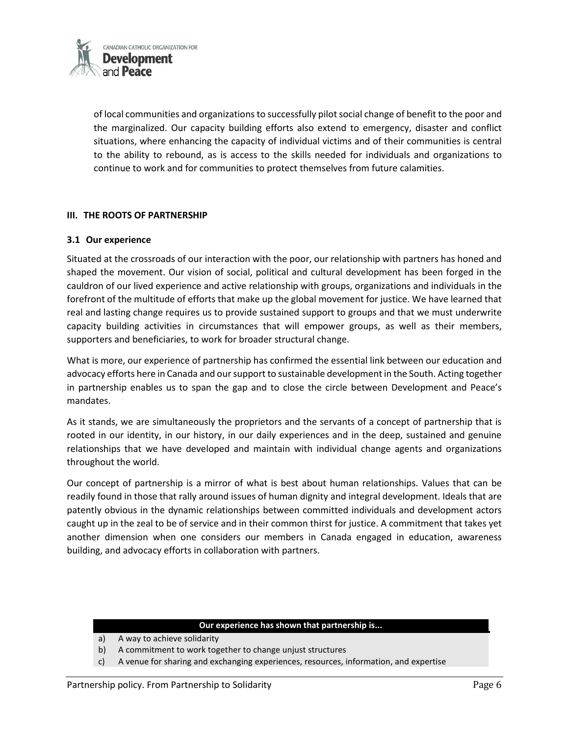of local communities and organizations to successfully pilot social change of benefit to the poor and the marginalized. Our capacity building efforts also extend to emergency, disaster and conflict situations, where enhancing the capacity of individual victims and of their communities is central to the ability to rebound, as is access to the skills needed for individuals and organizations to continue to work and for communities to protect themselves from future calamities.

## III. THE ROOTS OF PARTNERSHIP

### 3.1 Our experience

Situated at the crossroads of our interaction with the poor, our relationship with partners has honed and shaped the movement. Our vision of social, political and cultural development has been forged in the cauldron of our lived experience and active relationship with groups, organizations and individuals in the forefront of the multitude of efforts that make up the global movement for justice. We have learned that real and lasting change requires us to provide sustained support to groups and that we must underwrite capacity building activities in circumstances that will empower groups, as well as their members, supporters and beneficiaries, to work for broader structural change.

What is more, our experience of partnership has confirmed the essential link between our education and advocacy efforts here in Canada and our support to sustainable development in the South. Acting together in partnership enables us to span the gap and to close the circle between Development and Peace's mandates.

As it stands, we are simultaneously the proprietors and the servants of a concept of partnership that is rooted in our identity, in our history, in our daily experiences and in the deep, sustained and genuine relationships that we have developed and maintain with individual change agents and organizations throughout the world.

Our concept of partnership is a mirror of what is best about human relationships. Values that can be readily found in those that rally around issues of human dignity and integral development. Ideals that are patently obvious in the dynamic relationships between committed individuals and development actors caught up in the zeal to be of service and in their common thirst for justice. A commitment that takes yet another dimension when one considers our members in Canada engaged in education, awareness building, and advocacy efforts in collaboration with partners.

| Our experience has shown that partnership is... | |
|---|---|
| a) | A way to achieve solidarity |
| b) | A commitment to work together to change unjust structures |
| c) | A venue for sharing and exchanging experiences, resources, information, and expertise |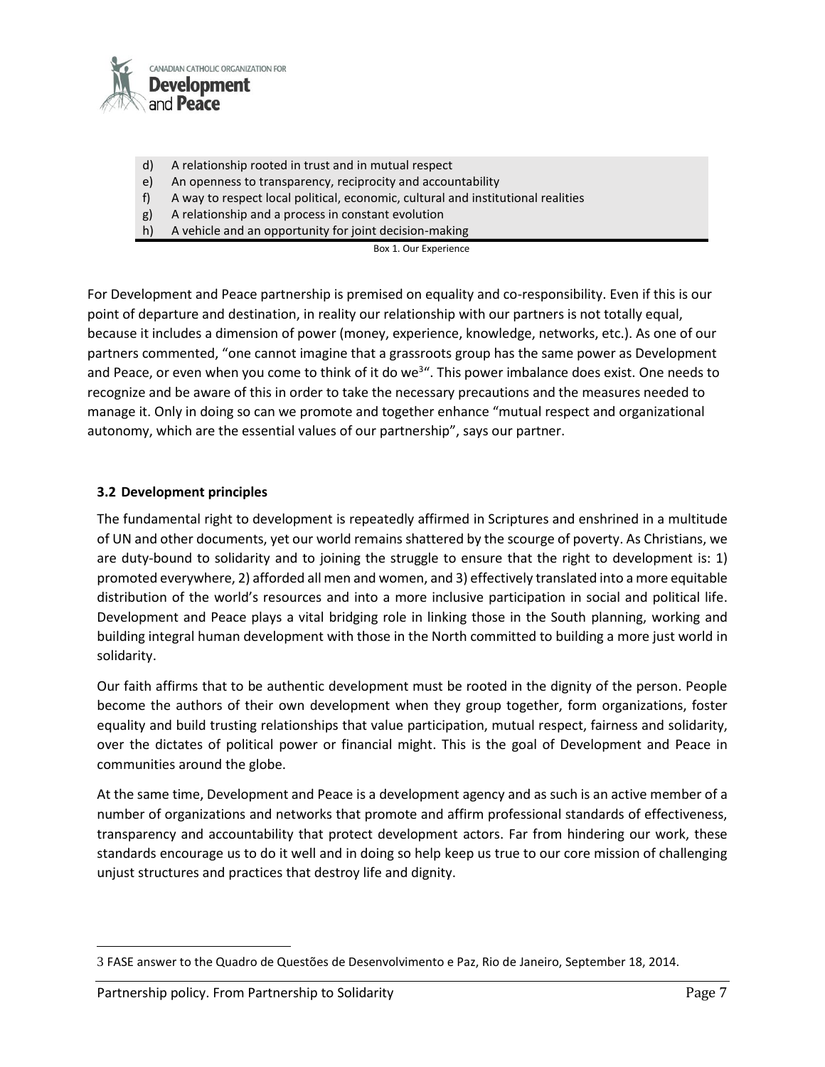d) A relationship rooted in trust and in mutual respect
e) An openness to transparency, reciprocity and accountability
f) A way to respect local political, economic, cultural and institutional realities
g) A relationship and a process in constant evolution
h) A vehicle and an opportunity for joint decision-making

Box 1. Our Experience

For Development and Peace partnership is premised on equality and co-responsibility. Even if this is our point of departure and destination, in reality our relationship with our partners is not totally equal, because it includes a dimension of power (money, experience, knowledge, networks, etc.). As one of our partners commented, "one cannot imagine that a grassroots group has the same power as Development and Peace, or even when you come to think of it do we[3]". This power imbalance does exist. One needs to recognize and be aware of this in order to take the necessary precautions and the measures needed to manage it. Only in doing so can we promote and together enhance "mutual respect and organizational autonomy, which are the essential values of our partnership", says our partner.

### 3.2 Development principles

The fundamental right to development is repeatedly affirmed in Scriptures and enshrined in a multitude of UN and other documents, yet our world remains shattered by the scourge of poverty. As Christians, we are duty-bound to solidarity and to joining the struggle to ensure that the right to development is: 1) promoted everywhere, 2) afforded all men and women, and 3) effectively translated into a more equitable distribution of the world's resources and into a more inclusive participation in social and political life. Development and Peace plays a vital bridging role in linking those in the South planning, working and building integral human development with those in the North committed to building a more just world in solidarity.

Our faith affirms that to be authentic development must be rooted in the dignity of the person. People become the authors of their own development when they group together, form organizations, foster equality and build trusting relationships that value participation, mutual respect, fairness and solidarity, over the dictates of political power or financial might. This is the goal of Development and Peace in communities around the globe.

At the same time, Development and Peace is a development agency and as such is an active member of a number of organizations and networks that promote and affirm professional standards of effectiveness, transparency and accountability that protect development actors. Far from hindering our work, these standards encourage us to do it well and in doing so help keep us true to our core mission of challenging unjust structures and practices that destroy life and dignity.

---

3 FASE answer to the Quadro de Questões de Desenvolvimento e Paz, Rio de Janeiro, September 18, 2014.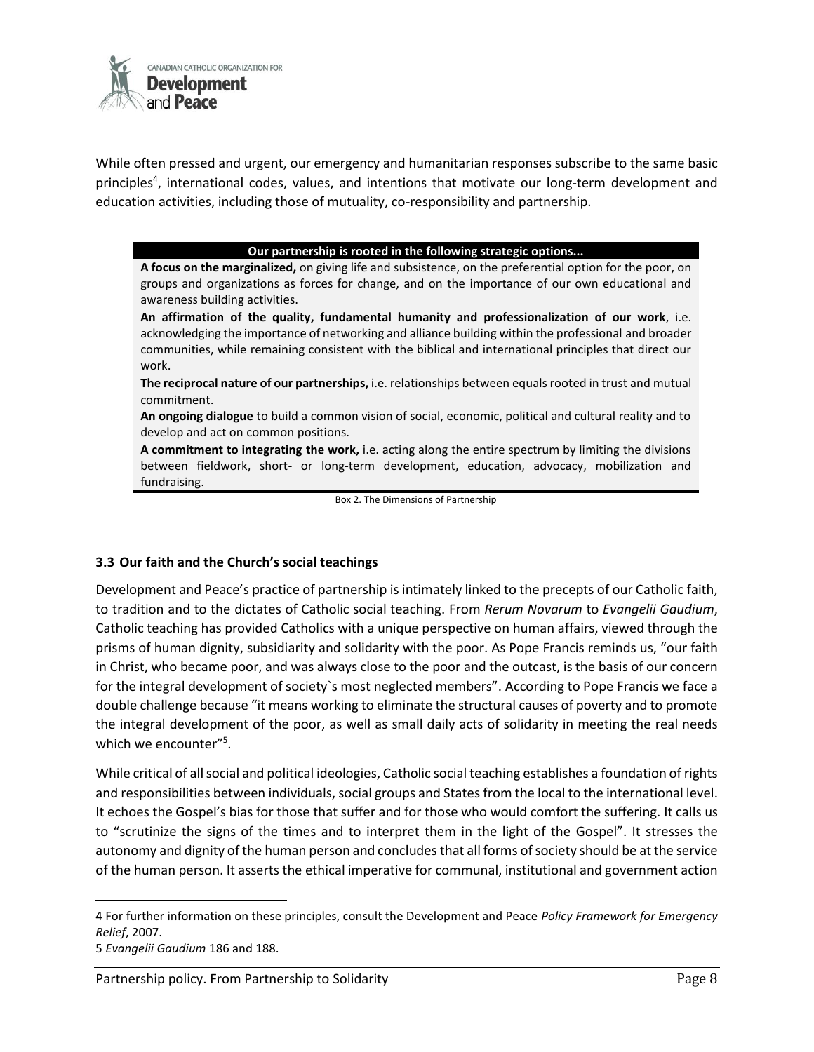While often pressed and urgent, our emergency and humanitarian responses subscribe to the same basic principles[4], international codes, values, and intentions that motivate our long-term development and education activities, including those of mutuality, co-responsibility and partnership.

| **Our partnership is rooted in the following strategic options...** |
|---|
| **A focus on the marginalized,** on giving life and subsistence, on the preferential option for the poor, on groups and organizations as forces for change, and on the importance of our own educational and awareness building activities. |
| **An affirmation of the quality, fundamental humanity and professionalization of our work**, i.e. acknowledging the importance of networking and alliance building within the professional and broader communities, while remaining consistent with the biblical and international principles that direct our work. |
| **The reciprocal nature of our partnerships,** i.e. relationships between equals rooted in trust and mutual commitment. |
| **An ongoing dialogue** to build a common vision of social, economic, political and cultural reality and to develop and act on common positions. |
| **A commitment to integrating the work,** i.e. acting along the entire spectrum by limiting the divisions between fieldwork, short- or long-term development, education, advocacy, mobilization and fundraising. |

Box 2. The Dimensions of Partnership

### 3.3 Our faith and the Church's social teachings

Development and Peace's practice of partnership is intimately linked to the precepts of our Catholic faith, to tradition and to the dictates of Catholic social teaching. From *Rerum Novarum* to *Evangelii Gaudium*, Catholic teaching has provided Catholics with a unique perspective on human affairs, viewed through the prisms of human dignity, subsidiarity and solidarity with the poor. As Pope Francis reminds us, "our faith in Christ, who became poor, and was always close to the poor and the outcast, is the basis of our concern for the integral development of society`s most neglected members". According to Pope Francis we face a double challenge because "it means working to eliminate the structural causes of poverty and to promote the integral development of the poor, as well as small daily acts of solidarity in meeting the real needs which we encounter"[5].

While critical of all social and political ideologies, Catholic social teaching establishes a foundation of rights and responsibilities between individuals, social groups and States from the local to the international level. It echoes the Gospel's bias for those that suffer and for those who would comfort the suffering. It calls us to "scrutinize the signs of the times and to interpret them in the light of the Gospel". It stresses the autonomy and dignity of the human person and concludes that all forms of society should be at the service of the human person. It asserts the ethical imperative for communal, institutional and government action

---

4 For further information on these principles, consult the Development and Peace *Policy Framework for Emergency Relief*, 2007.

5 *Evangelii Gaudium* 186 and 188.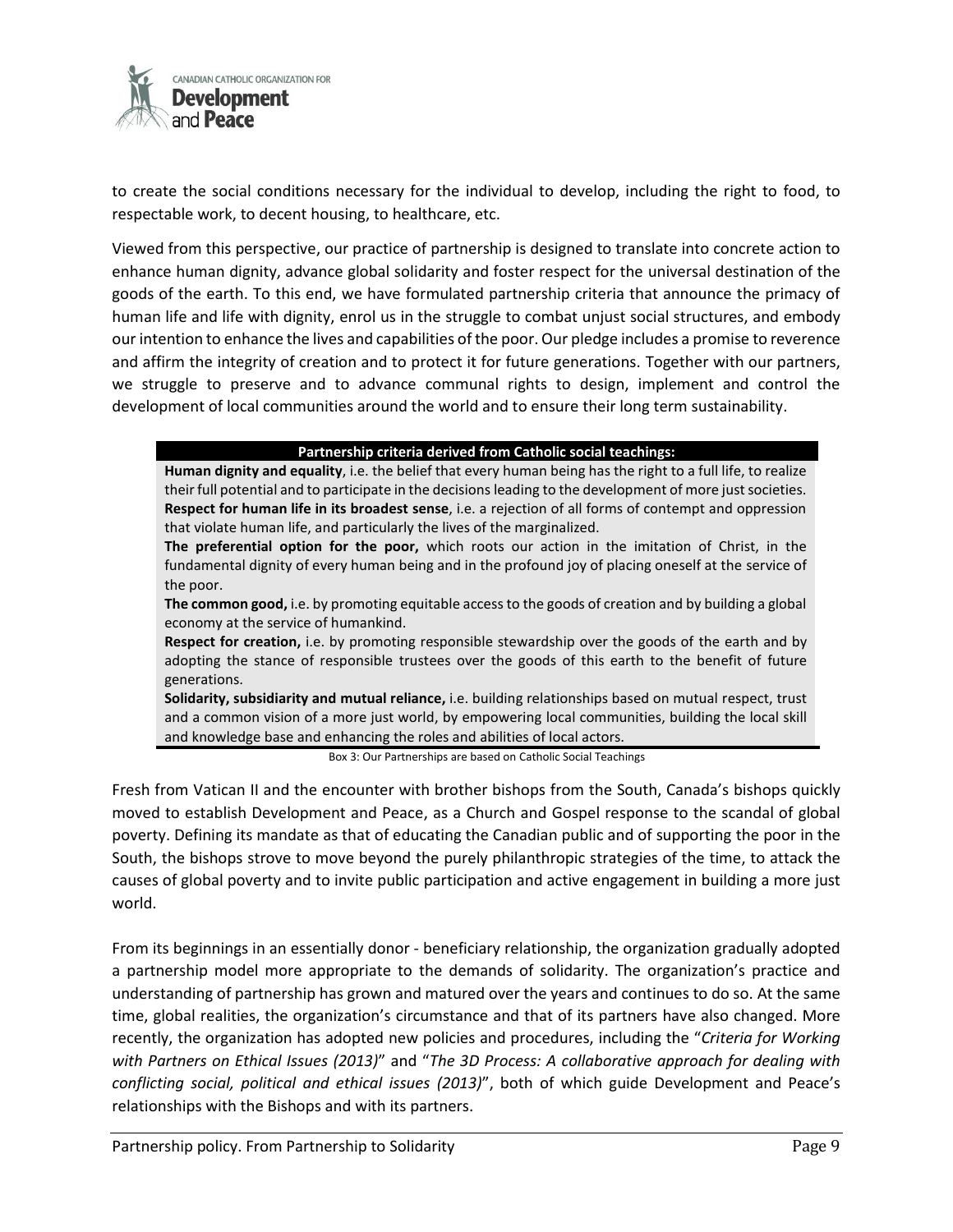to create the social conditions necessary for the individual to develop, including the right to food, to respectable work, to decent housing, to healthcare, etc.

Viewed from this perspective, our practice of partnership is designed to translate into concrete action to enhance human dignity, advance global solidarity and foster respect for the universal destination of the goods of the earth. To this end, we have formulated partnership criteria that announce the primacy of human life and life with dignity, enrol us in the struggle to combat unjust social structures, and embody our intention to enhance the lives and capabilities of the poor. Our pledge includes a promise to reverence and affirm the integrity of creation and to protect it for future generations. Together with our partners, we struggle to preserve and to advance communal rights to design, implement and control the development of local communities around the world and to ensure their long term sustainability.

| Partnership criteria derived from Catholic social teachings: |
|---|
| **Human dignity and equality**, i.e. the belief that every human being has the right to a full life, to realize their full potential and to participate in the decisions leading to the development of more just societies. |
| **Respect for human life in its broadest sense**, i.e. a rejection of all forms of contempt and oppression that violate human life, and particularly the lives of the marginalized. |
| **The preferential option for the poor,** which roots our action in the imitation of Christ, in the fundamental dignity of every human being and in the profound joy of placing oneself at the service of the poor. |
| **The common good,** i.e. by promoting equitable access to the goods of creation and by building a global economy at the service of humankind. |
| **Respect for creation,** i.e. by promoting responsible stewardship over the goods of the earth and by adopting the stance of responsible trustees over the goods of this earth to the benefit of future generations. |
| **Solidarity, subsidiarity and mutual reliance,** i.e. building relationships based on mutual respect, trust and a common vision of a more just world, by empowering local communities, building the local skill and knowledge base and enhancing the roles and abilities of local actors. |

Box 3: Our Partnerships are based on Catholic Social Teachings

Fresh from Vatican II and the encounter with brother bishops from the South, Canada's bishops quickly moved to establish Development and Peace, as a Church and Gospel response to the scandal of global poverty. Defining its mandate as that of educating the Canadian public and of supporting the poor in the South, the bishops strove to move beyond the purely philanthropic strategies of the time, to attack the causes of global poverty and to invite public participation and active engagement in building a more just world.

From its beginnings in an essentially donor - beneficiary relationship, the organization gradually adopted a partnership model more appropriate to the demands of solidarity. The organization's practice and understanding of partnership has grown and matured over the years and continues to do so. At the same time, global realities, the organization's circumstance and that of its partners have also changed. More recently, the organization has adopted new policies and procedures, including the "*Criteria for Working with Partners on Ethical Issues (2013)*" and "*The 3D Process: A collaborative approach for dealing with conflicting social, political and ethical issues (2013)*", both of which guide Development and Peace's relationships with the Bishops and with its partners.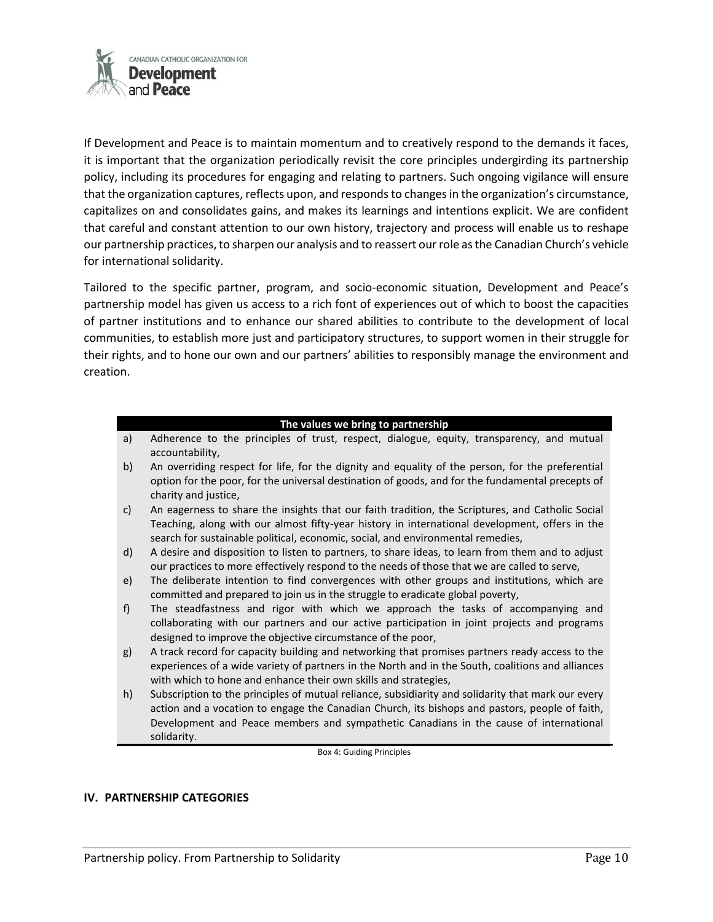If Development and Peace is to maintain momentum and to creatively respond to the demands it faces, it is important that the organization periodically revisit the core principles undergirding its partnership policy, including its procedures for engaging and relating to partners. Such ongoing vigilance will ensure that the organization captures, reflects upon, and responds to changes in the organization's circumstance, capitalizes on and consolidates gains, and makes its learnings and intentions explicit. We are confident that careful and constant attention to our own history, trajectory and process will enable us to reshape our partnership practices, to sharpen our analysis and to reassert our role as the Canadian Church's vehicle for international solidarity.

Tailored to the specific partner, program, and socio-economic situation, Development and Peace's partnership model has given us access to a rich font of experiences out of which to boost the capacities of partner institutions and to enhance our shared abilities to contribute to the development of local communities, to establish more just and participatory structures, to support women in their struggle for their rights, and to hone our own and our partners' abilities to responsibly manage the environment and creation.

| | **The values we bring to partnership** |
|---|---|
| a) | Adherence to the principles of trust, respect, dialogue, equity, transparency, and mutual accountability, |
| b) | An overriding respect for life, for the dignity and equality of the person, for the preferential option for the poor, for the universal destination of goods, and for the fundamental precepts of charity and justice, |
| c) | An eagerness to share the insights that our faith tradition, the Scriptures, and Catholic Social Teaching, along with our almost fifty-year history in international development, offers in the search for sustainable political, economic, social, and environmental remedies, |
| d) | A desire and disposition to listen to partners, to share ideas, to learn from them and to adjust our practices to more effectively respond to the needs of those that we are called to serve, |
| e) | The deliberate intention to find convergences with other groups and institutions, which are committed and prepared to join us in the struggle to eradicate global poverty, |
| f) | The steadfastness and rigor with which we approach the tasks of accompanying and collaborating with our partners and our active participation in joint projects and programs designed to improve the objective circumstance of the poor, |
| g) | A track record for capacity building and networking that promises partners ready access to the experiences of a wide variety of partners in the North and in the South, coalitions and alliances with which to hone and enhance their own skills and strategies, |
| h) | Subscription to the principles of mutual reliance, subsidiarity and solidarity that mark our every action and a vocation to engage the Canadian Church, its bishops and pastors, people of faith, Development and Peace members and sympathetic Canadians in the cause of international solidarity. |

Box 4: Guiding Principles

## IV. PARTNERSHIP CATEGORIES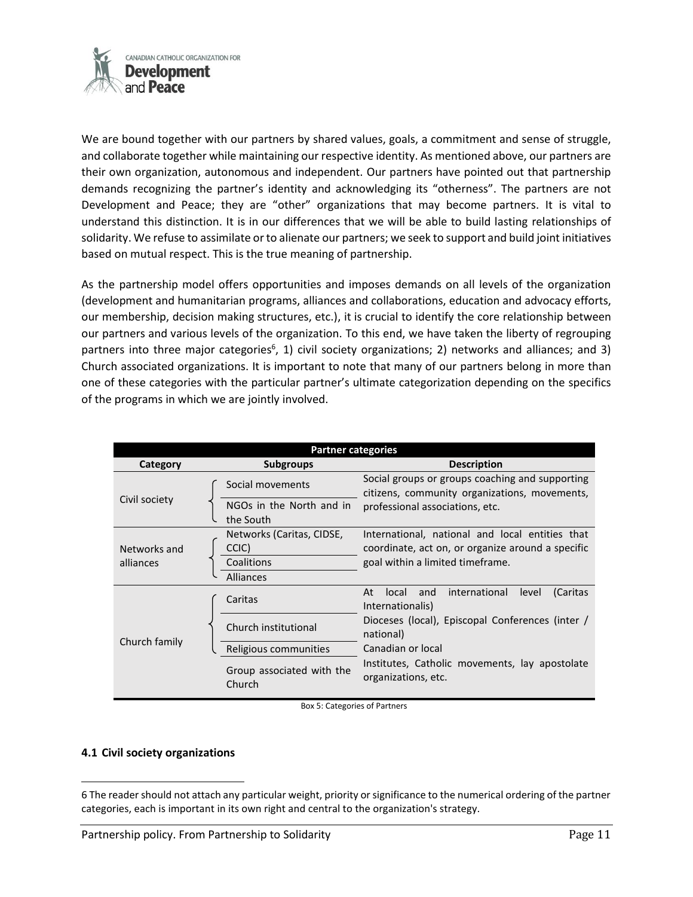We are bound together with our partners by shared values, goals, a commitment and sense of struggle, and collaborate together while maintaining our respective identity. As mentioned above, our partners are their own organization, autonomous and independent. Our partners have pointed out that partnership demands recognizing the partner's identity and acknowledging its "otherness". The partners are not Development and Peace; they are "other" organizations that may become partners. It is vital to understand this distinction. It is in our differences that we will be able to build lasting relationships of solidarity. We refuse to assimilate or to alienate our partners; we seek to support and build joint initiatives based on mutual respect. This is the true meaning of partnership.

As the partnership model offers opportunities and imposes demands on all levels of the organization (development and humanitarian programs, alliances and collaborations, education and advocacy efforts, our membership, decision making structures, etc.), it is crucial to identify the core relationship between our partners and various levels of the organization. To this end, we have taken the liberty of regrouping partners into three major categories[6], 1) civil society organizations; 2) networks and alliances; and 3) Church associated organizations. It is important to note that many of our partners belong in more than one of these categories with the particular partner's ultimate categorization depending on the specifics of the programs in which we are jointly involved.

| Partner categories | | |
|---|---|---|
| **Category** | **Subgroups** | **Description** |
| Civil society | Social movements | Social groups or groups coaching and supporting citizens, community organizations, movements, professional associations, etc. |
| | NGOs in the North and in the South | |
| Networks and alliances | Networks (Caritas, CIDSE, CCIC) | International, national and local entities that coordinate, act on, or organize around a specific goal within a limited timeframe. |
| | Coalitions | |
| | Alliances | |
| Church family | Caritas | At local and international level (Caritas Internationalis) |
| | Church institutional | Dioceses (local), Episcopal Conferences (inter / national) |
| | Religious communities | Canadian or local |
| | Group associated with the Church | Institutes, Catholic movements, lay apostolate organizations, etc. |

Box 5: Categories of Partners

### 4.1 Civil society organizations

6 The reader should not attach any particular weight, priority or significance to the numerical ordering of the partner categories, each is important in its own right and central to the organization's strategy.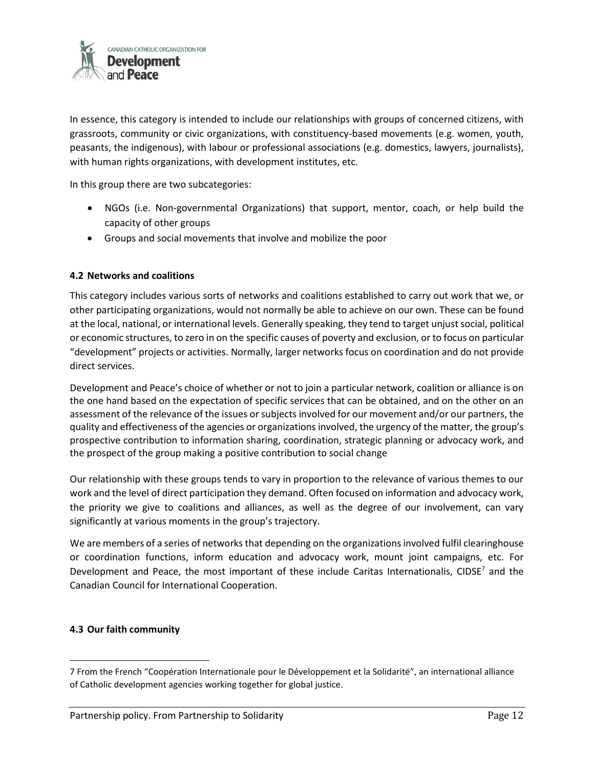In essence, this category is intended to include our relationships with groups of concerned citizens, with grassroots, community or civic organizations, with constituency-based movements (e.g. women, youth, peasants, the indigenous), with labour or professional associations (e.g. domestics, lawyers, journalists), with human rights organizations, with development institutes, etc.

In this group there are two subcategories:

- NGOs (i.e. Non-governmental Organizations) that support, mentor, coach, or help build the capacity of other groups
- Groups and social movements that involve and mobilize the poor

### 4.2 Networks and coalitions

This category includes various sorts of networks and coalitions established to carry out work that we, or other participating organizations, would not normally be able to achieve on our own. These can be found at the local, national, or international levels. Generally speaking, they tend to target unjust social, political or economic structures, to zero in on the specific causes of poverty and exclusion, or to focus on particular "development" projects or activities. Normally, larger networks focus on coordination and do not provide direct services.

Development and Peace's choice of whether or not to join a particular network, coalition or alliance is on the one hand based on the expectation of specific services that can be obtained, and on the other on an assessment of the relevance of the issues or subjects involved for our movement and/or our partners, the quality and effectiveness of the agencies or organizations involved, the urgency of the matter, the group's prospective contribution to information sharing, coordination, strategic planning or advocacy work, and the prospect of the group making a positive contribution to social change

Our relationship with these groups tends to vary in proportion to the relevance of various themes to our work and the level of direct participation they demand. Often focused on information and advocacy work, the priority we give to coalitions and alliances, as well as the degree of our involvement, can vary significantly at various moments in the group's trajectory.

We are members of a series of networks that depending on the organizations involved fulfil clearinghouse or coordination functions, inform education and advocacy work, mount joint campaigns, etc. For Development and Peace, the most important of these include Caritas Internationalis, CIDSE[7] and the Canadian Council for International Cooperation.

### 4.3 Our faith community

---

7 From the French "Coopération Internationale pour le Développement et la Solidarité", an international alliance of Catholic development agencies working together for global justice.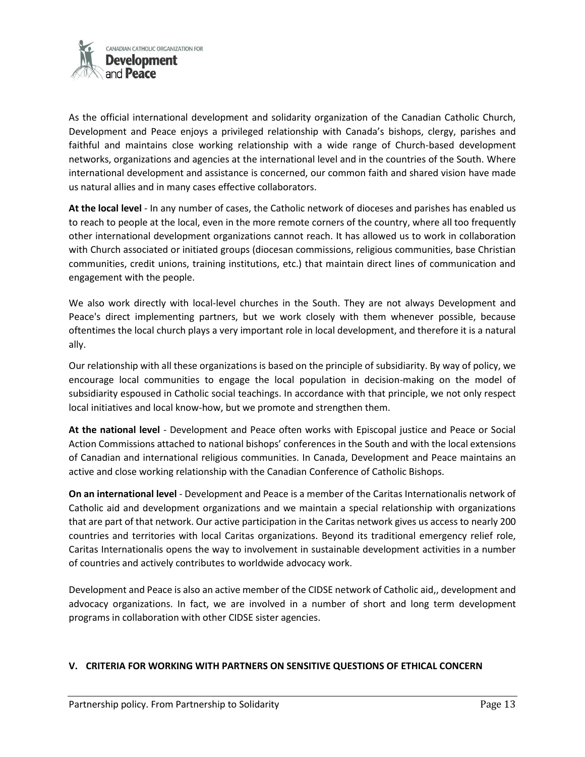As the official international development and solidarity organization of the Canadian Catholic Church, Development and Peace enjoys a privileged relationship with Canada's bishops, clergy, parishes and faithful and maintains close working relationship with a wide range of Church-based development networks, organizations and agencies at the international level and in the countries of the South. Where international development and assistance is concerned, our common faith and shared vision have made us natural allies and in many cases effective collaborators.

**At the local level** - In any number of cases, the Catholic network of dioceses and parishes has enabled us to reach to people at the local, even in the more remote corners of the country, where all too frequently other international development organizations cannot reach. It has allowed us to work in collaboration with Church associated or initiated groups (diocesan commissions, religious communities, base Christian communities, credit unions, training institutions, etc.) that maintain direct lines of communication and engagement with the people.

We also work directly with local-level churches in the South. They are not always Development and Peace's direct implementing partners, but we work closely with them whenever possible, because oftentimes the local church plays a very important role in local development, and therefore it is a natural ally.

Our relationship with all these organizations is based on the principle of subsidiarity. By way of policy, we encourage local communities to engage the local population in decision-making on the model of subsidiarity espoused in Catholic social teachings. In accordance with that principle, we not only respect local initiatives and local know-how, but we promote and strengthen them.

**At the national level** - Development and Peace often works with Episcopal justice and Peace or Social Action Commissions attached to national bishops' conferences in the South and with the local extensions of Canadian and international religious communities. In Canada, Development and Peace maintains an active and close working relationship with the Canadian Conference of Catholic Bishops.

**On an international level** - Development and Peace is a member of the Caritas Internationalis network of Catholic aid and development organizations and we maintain a special relationship with organizations that are part of that network. Our active participation in the Caritas network gives us access to nearly 200 countries and territories with local Caritas organizations. Beyond its traditional emergency relief role, Caritas Internationalis opens the way to involvement in sustainable development activities in a number of countries and actively contributes to worldwide advocacy work.

Development and Peace is also an active member of the CIDSE network of Catholic aid,, development and advocacy organizations. In fact, we are involved in a number of short and long term development programs in collaboration with other CIDSE sister agencies.

## V. CRITERIA FOR WORKING WITH PARTNERS ON SENSITIVE QUESTIONS OF ETHICAL CONCERN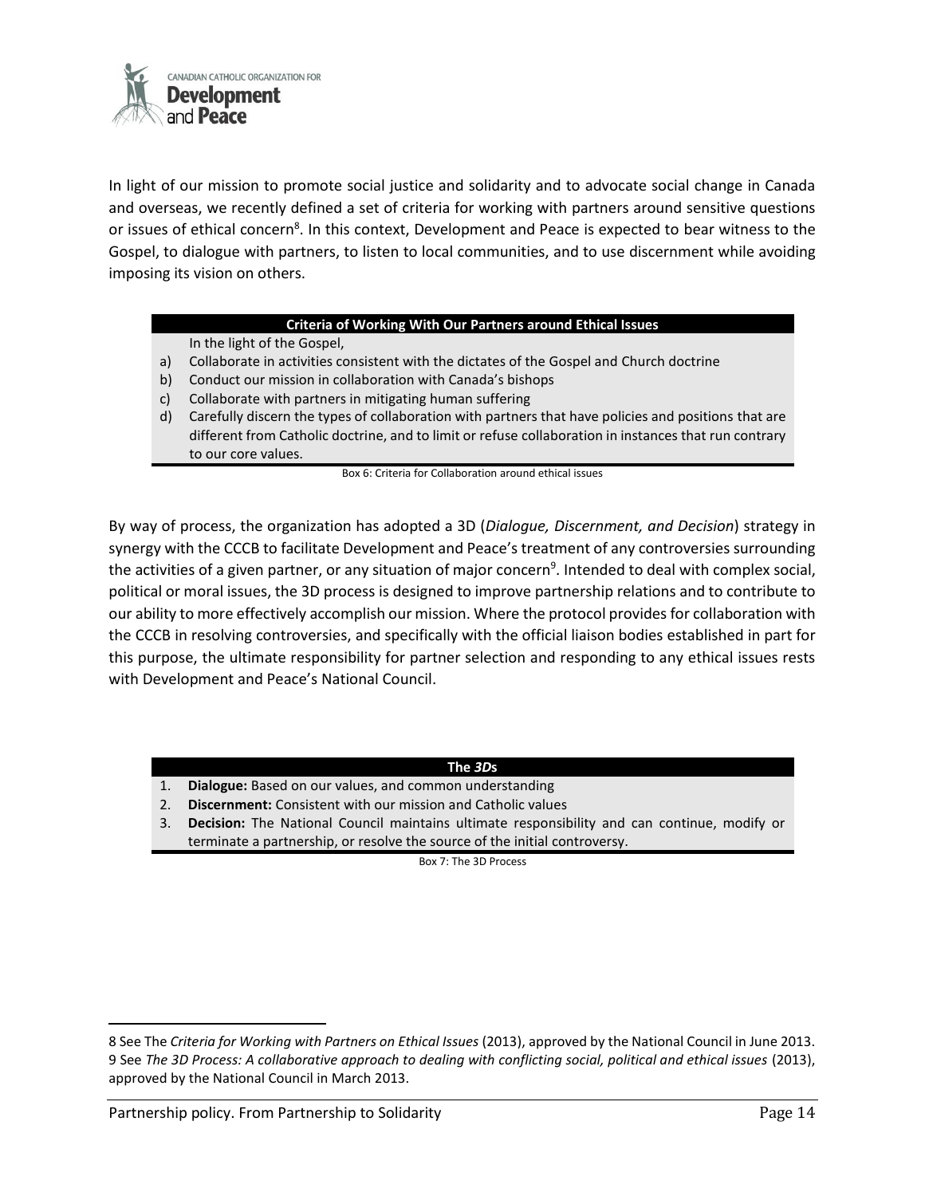In light of our mission to promote social justice and solidarity and to advocate social change in Canada and overseas, we recently defined a set of criteria for working with partners around sensitive questions or issues of ethical concern[8]. In this context, Development and Peace is expected to bear witness to the Gospel, to dialogue with partners, to listen to local communities, and to use discernment while avoiding imposing its vision on others.

| **Criteria of Working With Our Partners around Ethical Issues** |
| --- |
| In the light of the Gospel, |
| a) Collaborate in activities consistent with the dictates of the Gospel and Church doctrine |
| b) Conduct our mission in collaboration with Canada's bishops |
| c) Collaborate with partners in mitigating human suffering |
| d) Carefully discern the types of collaboration with partners that have policies and positions that are different from Catholic doctrine, and to limit or refuse collaboration in instances that run contrary to our core values. |

Box 6: Criteria for Collaboration around ethical issues

By way of process, the organization has adopted a 3D (*Dialogue, Discernment, and Decision*) strategy in synergy with the CCCB to facilitate Development and Peace's treatment of any controversies surrounding the activities of a given partner, or any situation of major concern[9]. Intended to deal with complex social, political or moral issues, the 3D process is designed to improve partnership relations and to contribute to our ability to more effectively accomplish our mission. Where the protocol provides for collaboration with the CCCB in resolving controversies, and specifically with the official liaison bodies established in part for this purpose, the ultimate responsibility for partner selection and responding to any ethical issues rests with Development and Peace's National Council.

| **The *3D*s** |
| --- |
| 1. **Dialogue:** Based on our values, and common understanding |
| 2. **Discernment:** Consistent with our mission and Catholic values |
| 3. **Decision:** The National Council maintains ultimate responsibility and can continue, modify or terminate a partnership, or resolve the source of the initial controversy. |

Box 7: The 3D Process

---

8 See The *Criteria for Working with Partners on Ethical Issues* (2013), approved by the National Council in June 2013.

9 See *The 3D Process: A collaborative approach to dealing with conflicting social, political and ethical issues* (2013), approved by the National Council in March 2013.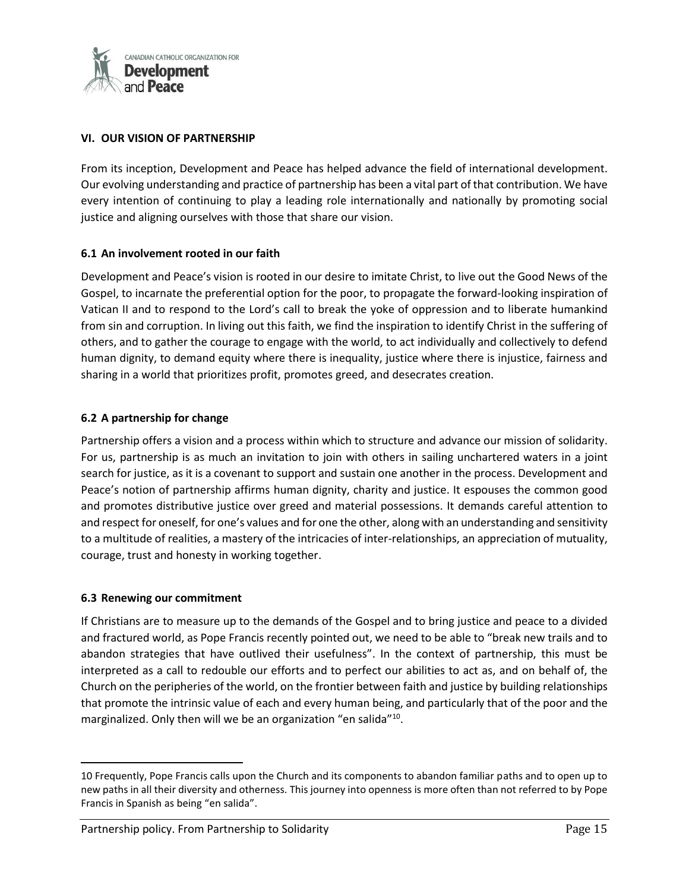## VI. OUR VISION OF PARTNERSHIP

From its inception, Development and Peace has helped advance the field of international development. Our evolving understanding and practice of partnership has been a vital part of that contribution. We have every intention of continuing to play a leading role internationally and nationally by promoting social justice and aligning ourselves with those that share our vision.

### 6.1 An involvement rooted in our faith

Development and Peace's vision is rooted in our desire to imitate Christ, to live out the Good News of the Gospel, to incarnate the preferential option for the poor, to propagate the forward-looking inspiration of Vatican II and to respond to the Lord's call to break the yoke of oppression and to liberate humankind from sin and corruption. In living out this faith, we find the inspiration to identify Christ in the suffering of others, and to gather the courage to engage with the world, to act individually and collectively to defend human dignity, to demand equity where there is inequality, justice where there is injustice, fairness and sharing in a world that prioritizes profit, promotes greed, and desecrates creation.

### 6.2 A partnership for change

Partnership offers a vision and a process within which to structure and advance our mission of solidarity. For us, partnership is as much an invitation to join with others in sailing unchartered waters in a joint search for justice, as it is a covenant to support and sustain one another in the process. Development and Peace's notion of partnership affirms human dignity, charity and justice. It espouses the common good and promotes distributive justice over greed and material possessions. It demands careful attention to and respect for oneself, for one's values and for one the other, along with an understanding and sensitivity to a multitude of realities, a mastery of the intricacies of inter-relationships, an appreciation of mutuality, courage, trust and honesty in working together.

### 6.3 Renewing our commitment

If Christians are to measure up to the demands of the Gospel and to bring justice and peace to a divided and fractured world, as Pope Francis recently pointed out, we need to be able to "break new trails and to abandon strategies that have outlived their usefulness". In the context of partnership, this must be interpreted as a call to redouble our efforts and to perfect our abilities to act as, and on behalf of, the Church on the peripheries of the world, on the frontier between faith and justice by building relationships that promote the intrinsic value of each and every human being, and particularly that of the poor and the marginalized. Only then will we be an organization "en salida"[10].

---

10 Frequently, Pope Francis calls upon the Church and its components to abandon familiar paths and to open up to new paths in all their diversity and otherness. This journey into openness is more often than not referred to by Pope Francis in Spanish as being "en salida".